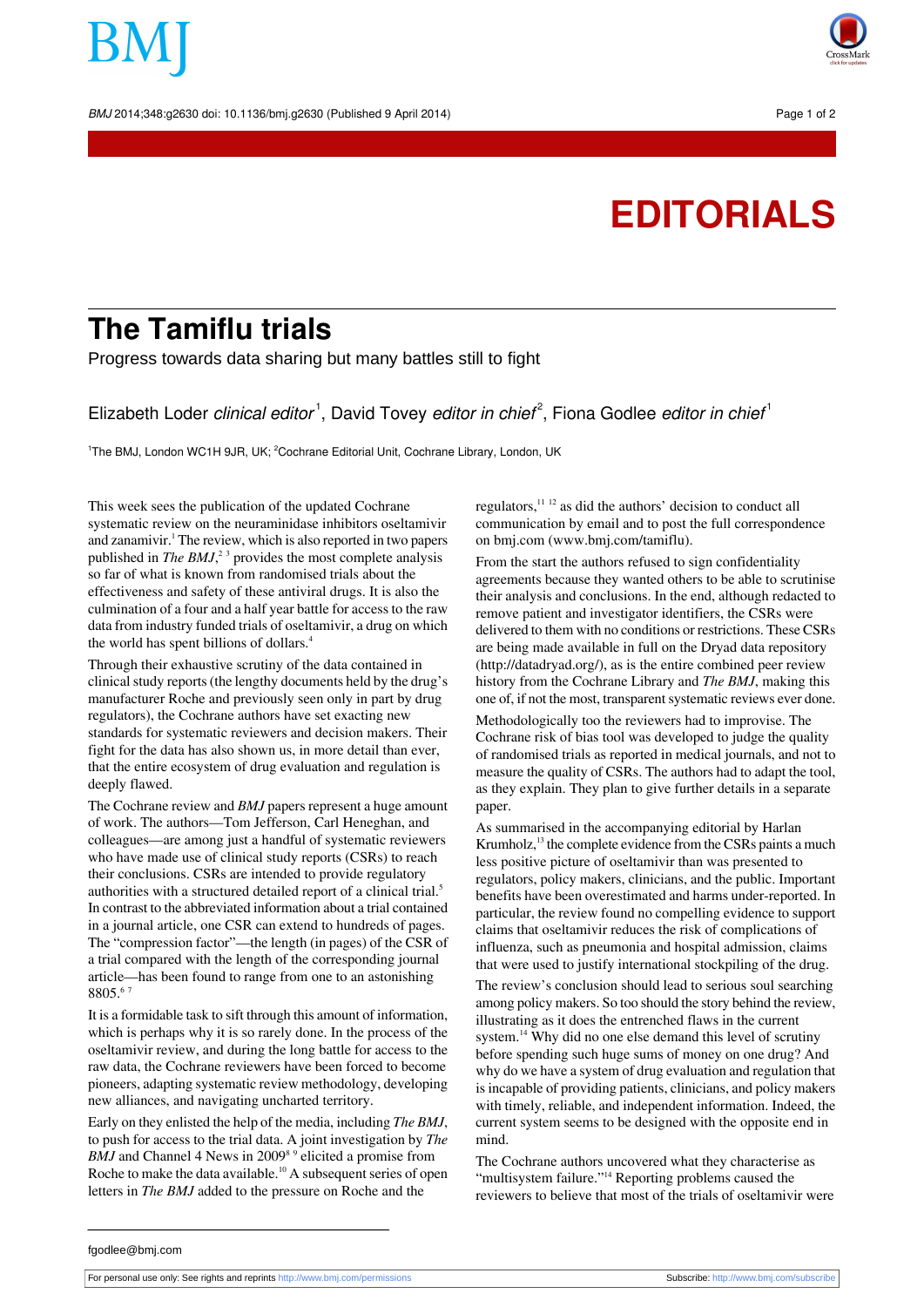# EDITORIALS

## The Tamiflu trials

Progress towards data sharing but many battles still to fight

Elizabeth Loder *clinical editor*[1], David Tovey *editor in chief*[2], Fiona Godlee *editor in chief*[1]

[1]The BMJ, London WC1H 9JR, UK; [2]Cochrane Editorial Unit, Cochrane Library, London, UK

This week sees the publication of the updated Cochrane systematic review on the neuraminidase inhibitors oseltamivir and zanamivir.[1] The review, which is also reported in two papers published in *The BMJ*,[2,3] provides the most complete analysis so far of what is known from randomised trials about the effectiveness and safety of these antiviral drugs. It is also the culmination of a four and a half year battle for access to the raw data from industry funded trials of oseltamivir, a drug on which the world has spent billions of dollars.[4]

Through their exhaustive scrutiny of the data contained in clinical study reports (the lengthy documents held by the drug's manufacturer Roche and previously seen only in part by drug regulators), the Cochrane authors have set exacting new standards for systematic reviewers and decision makers. Their fight for the data has also shown us, in more detail than ever, that the entire ecosystem of drug evaluation and regulation is deeply flawed.

The Cochrane review and *BMJ* papers represent a huge amount of work. The authors—Tom Jefferson, Carl Heneghan, and colleagues—are among just a handful of systematic reviewers who have made use of clinical study reports (CSRs) to reach their conclusions. CSRs are intended to provide regulatory authorities with a structured detailed report of a clinical trial.[5] In contrast to the abbreviated information about a trial contained in a journal article, one CSR can extend to hundreds of pages. The "compression factor"—the length (in pages) of the CSR of a trial compared with the length of the corresponding journal article—has been found to range from one to an astonishing 8805.[6,7]

It is a formidable task to sift through this amount of information, which is perhaps why it is so rarely done. In the process of the oseltamivir review, and during the long battle for access to the raw data, the Cochrane reviewers have been forced to become pioneers, adapting systematic review methodology, developing new alliances, and navigating uncharted territory.

Early on they enlisted the help of the media, including *The BMJ*, to push for access to the trial data. A joint investigation by *The BMJ* and Channel 4 News in 2009[8,9] elicited a promise from Roche to make the data available.[10] A subsequent series of open letters in *The BMJ* added to the pressure on Roche and the regulators,[11,12] as did the authors' decision to conduct all communication by email and to post the full correspondence on bmj.com (www.bmj.com/tamiflu).

From the start the authors refused to sign confidentiality agreements because they wanted others to be able to scrutinise their analysis and conclusions. In the end, although redacted to remove patient and investigator identifiers, the CSRs were delivered to them with no conditions or restrictions. These CSRs are being made available in full on the Dryad data repository (http://datadryad.org/), as is the entire combined peer review history from the Cochrane Library and *The BMJ*, making this one of, if not the most, transparent systematic reviews ever done.

Methodologically too the reviewers had to improvise. The Cochrane risk of bias tool was developed to judge the quality of randomised trials as reported in medical journals, and not to measure the quality of CSRs. The authors had to adapt the tool, as they explain. They plan to give further details in a separate paper.

As summarised in the accompanying editorial by Harlan Krumholz,[13] the complete evidence from the CSRs paints a much less positive picture of oseltamivir than was presented to regulators, policy makers, clinicians, and the public. Important benefits have been overestimated and harms under-reported. In particular, the review found no compelling evidence to support claims that oseltamivir reduces the risk of complications of influenza, such as pneumonia and hospital admission, claims that were used to justify international stockpiling of the drug.

The review's conclusion should lead to serious soul searching among policy makers. So too should the story behind the review, illustrating as it does the entrenched flaws in the current system.[14] Why did no one else demand this level of scrutiny before spending such huge sums of money on one drug? And why do we have a system of drug evaluation and regulation that is incapable of providing patients, clinicians, and policy makers with timely, reliable, and independent information. Indeed, the current system seems to be designed with the opposite end in mind.

The Cochrane authors uncovered what they characterise as "multisystem failure."[14] Reporting problems caused the reviewers to believe that most of the trials of oseltamivir were

fgodlee@bmj.com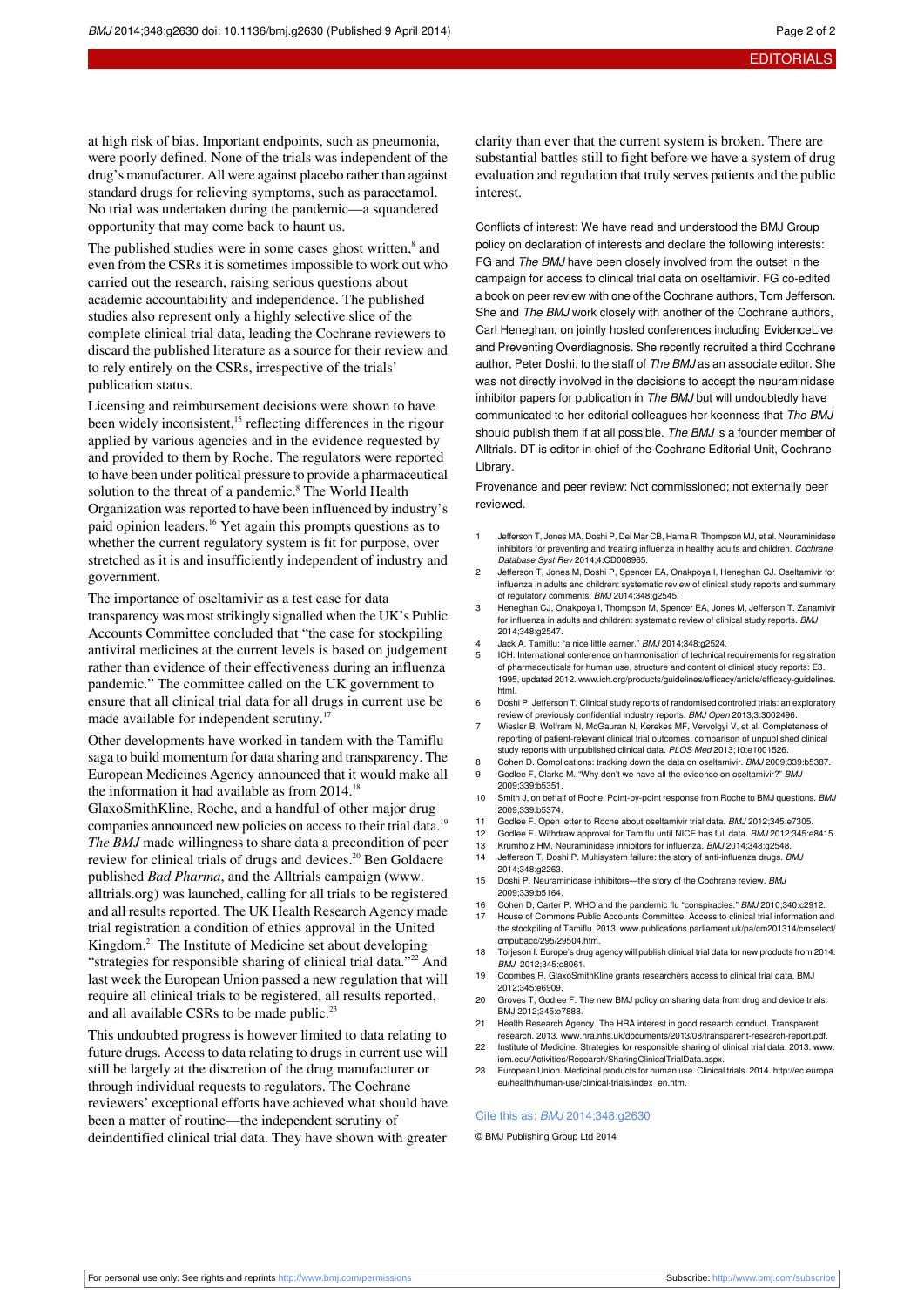at high risk of bias. Important endpoints, such as pneumonia, were poorly defined. None of the trials was independent of the drug's manufacturer. All were against placebo rather than against standard drugs for relieving symptoms, such as paracetamol. No trial was undertaken during the pandemic—a squandered opportunity that may come back to haunt us.

The published studies were in some cases ghost written,[8] and even from the CSRs it is sometimes impossible to work out who carried out the research, raising serious questions about academic accountability and independence. The published studies also represent only a highly selective slice of the complete clinical trial data, leading the Cochrane reviewers to discard the published literature as a source for their review and to rely entirely on the CSRs, irrespective of the trials' publication status.

Licensing and reimbursement decisions were shown to have been widely inconsistent,[15] reflecting differences in the rigour applied by various agencies and in the evidence requested by and provided to them by Roche. The regulators were reported to have been under political pressure to provide a pharmaceutical solution to the threat of a pandemic.[8] The World Health Organization was reported to have been influenced by industry's paid opinion leaders.[16] Yet again this prompts questions as to whether the current regulatory system is fit for purpose, over stretched as it is and insufficiently independent of industry and government.

The importance of oseltamivir as a test case for data transparency was most strikingly signalled when the UK's Public Accounts Committee concluded that "the case for stockpiling antiviral medicines at the current levels is based on judgement rather than evidence of their effectiveness during an influenza pandemic." The committee called on the UK government to ensure that all clinical trial data for all drugs in current use be made available for independent scrutiny.[17]

Other developments have worked in tandem with the Tamiflu saga to build momentum for data sharing and transparency. The European Medicines Agency announced that it would make all the information it had available as from 2014.[18] GlaxoSmithKline, Roche, and a handful of other major drug companies announced new policies on access to their trial data.[19] *The BMJ* made willingness to share data a precondition of peer review for clinical trials of drugs and devices.[20] Ben Goldacre published *Bad Pharma*, and the Alltrials campaign (www.alltrials.org) was launched, calling for all trials to be registered and all results reported. The UK Health Research Agency made trial registration a condition of ethics approval in the United Kingdom.[21] The Institute of Medicine set about developing "strategies for responsible sharing of clinical trial data."[22] And last week the European Union passed a new regulation that will require all clinical trials to be registered, all results reported, and all available CSRs to be made public.[23]

This undoubted progress is however limited to data relating to future drugs. Access to data relating to drugs in current use will still be largely at the discretion of the drug manufacturer or through individual requests to regulators. The Cochrane reviewers' exceptional efforts have achieved what should have been a matter of routine—the independent scrutiny of deindentified clinical trial data. They have shown with greater clarity than ever that the current system is broken. There are substantial battles still to fight before we have a system of drug evaluation and regulation that truly serves patients and the public interest.

Conflicts of interest: We have read and understood the BMJ Group policy on declaration of interests and declare the following interests: FG and *The BMJ* have been closely involved from the outset in the campaign for access to clinical trial data on oseltamivir. FG co-edited a book on peer review with one of the Cochrane authors, Tom Jefferson. She and *The BMJ* work closely with another of the Cochrane authors, Carl Heneghan, on jointly hosted conferences including EvidenceLive and Preventing Overdiagnosis. She recently recruited a third Cochrane author, Peter Doshi, to the staff of *The BMJ* as an associate editor. She was not directly involved in the decisions to accept the neuraminidase inhibitor papers for publication in *The BMJ* but will undoubtedly have communicated to her editorial colleagues her keenness that *The BMJ* should publish them if at all possible. *The BMJ* is a founder member of Alltrials. DT is editor in chief of the Cochrane Editorial Unit, Cochrane Library.

Provenance and peer review: Not commissioned; not externally peer reviewed.

1. Jefferson T, Jones MA, Doshi P, Del Mar CB, Hama R, Thompson MJ, et al. Neuraminidase inhibitors for preventing and treating influenza in healthy adults and children. *Cochrane Database Syst Rev* 2014;4:CD008965.
2. Jefferson T, Jones M, Doshi P, Spencer EA, Onakpoya I, Heneghan CJ. Oseltamivir for influenza in adults and children: systematic review of clinical study reports and summary of regulatory comments. *BMJ* 2014;348:g2545.
3. Heneghan CJ, Onakpoya I, Thompson M, Spencer EA, Jones M, Jefferson T. Zanamivir for influenza in adults and children: systematic review of clinical study reports. *BMJ* 2014;348:g2547.
4. Jack A. Tamiflu: "a nice little earner." *BMJ* 2014;348:g2524.
5. ICH. International conference on harmonisation of technical requirements for registration of pharmaceuticals for human use, structure and content of clinical study reports: E3. 1995, updated 2012. www.ich.org/products/guidelines/efficacy/article/efficacy-guidelines.html.
6. Doshi P, Jefferson T. Clinical study reports of randomised controlled trials: an exploratory review of previously confidential industry reports. *BMJ Open* 2013;3:3002496.
7. Wiesler B, Wolfram N, McGauran N, Kerekes MF, Vervolgyi V, et al. Completeness of reporting of patient-relevant clinical trial outcomes: comparison of unpublished clinical study reports with unpublished clinical data. *PLOS Med* 2013;10:e1001526.
8. Cohen D. Complications: tracking down the data on oseltamivir. *BMJ* 2009;339:b5387.
9. Godlee F, Clarke M. "Why don't we have all the evidence on oseltamivir?" *BMJ* 2009;339:b5351.
10. Smith J, on behalf of Roche. Point-by-point response from Roche to BMJ questions. *BMJ* 2009;339:b5374.
11. Godlee F. Open letter to Roche about oseltamivir trial data. *BMJ* 2012;345:e7305.
12. Godlee F. Withdraw approval for Tamiflu until NICE has full data. *BMJ* 2012;345:e8415.
13. Krumholz HM. Neuraminidase inhibitors for influenza. *BMJ* 2014;348:g2548.
14. Jefferson T, Doshi P. Multisystem failure: the story of anti-influenza drugs. *BMJ* 2014;348:g2263.
15. Doshi P. Neuraminidase inhibitors—the story of the Cochrane review. *BMJ* 2009;339:b5164.
16. Cohen D, Carter P. WHO and the pandemic flu "conspiracies." *BMJ* 2010;340:c2912.
17. House of Commons Public Accounts Committee. Access to clinical trial information and the stockpiling of Tamiflu. 2013. www.publications.parliament.uk/pa/cm201314/cmselect/cmpubacc/295/29504.htm.
18. Torjeson I. Europe's drug agency will publish clinical trial data for new products from 2014. *BMJ* 2012;345:e8061.
19. Coombes R. GlaxoSmithKline grants researchers access to clinical trial data. BMJ 2012;345:e6909.
20. Groves T, Godlee F. The new BMJ policy on sharing data from drug and device trials. BMJ 2012;345:e7888.
21. Health Research Agency. The HRA interest in good research conduct. Transparent research. 2013. www.hra.nhs.uk/documents/2013/08/transparent-research-report.pdf.
22. Institute of Medicine. Strategies for responsible sharing of clinical trial data. 2013. www.iom.edu/Activities/Research/SharingClinicalTrialData.aspx.
23. European Union. Medicinal products for human use. Clinical trials. 2014. http://ec.europa.eu/health/human-use/clinical-trials/index_en.htm.

Cite this as: *BMJ* 2014;348:g2630

© BMJ Publishing Group Ltd 2014